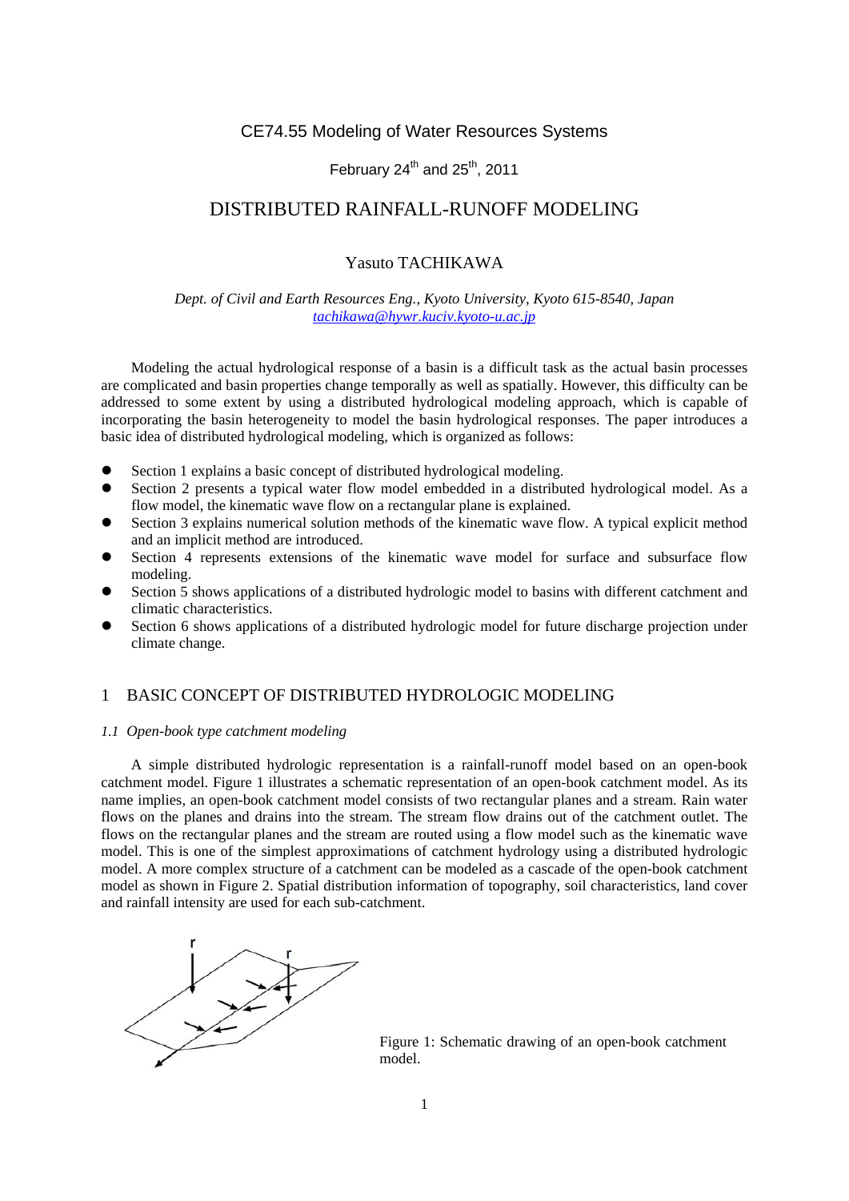CE74.55 Modeling of Water Resources Systems

February 24th and 25th, 2011

# DISTRIBUTED RAINFALL-RUNOFF MODELING

Yasuto TACHIKAWA

*Dept. of Civil and Earth Resources Eng., Kyoto University, Kyoto 615-8540, Japan*
*tachikawa@hywr.kuciv.kyoto-u.ac.jp*

Modeling the actual hydrological response of a basin is a difficult task as the actual basin processes are complicated and basin properties change temporally as well as spatially. However, this difficulty can be addressed to some extent by using a distributed hydrological modeling approach, which is capable of incorporating the basin heterogeneity to model the basin hydrological responses. The paper introduces a basic idea of distributed hydrological modeling, which is organized as follows:

- Section 1 explains a basic concept of distributed hydrological modeling.
- Section 2 presents a typical water flow model embedded in a distributed hydrological model. As a flow model, the kinematic wave flow on a rectangular plane is explained.
- Section 3 explains numerical solution methods of the kinematic wave flow. A typical explicit method and an implicit method are introduced.
- Section 4 represents extensions of the kinematic wave model for surface and subsurface flow modeling.
- Section 5 shows applications of a distributed hydrologic model to basins with different catchment and climatic characteristics.
- Section 6 shows applications of a distributed hydrologic model for future discharge projection under climate change.

## 1 BASIC CONCEPT OF DISTRIBUTED HYDROLOGIC MODELING

### *1.1 Open-book type catchment modeling*

A simple distributed hydrologic representation is a rainfall-runoff model based on an open-book catchment model. Figure 1 illustrates a schematic representation of an open-book catchment model. As its name implies, an open-book catchment model consists of two rectangular planes and a stream. Rain water flows on the planes and drains into the stream. The stream flow drains out of the catchment outlet. The flows on the rectangular planes and the stream are routed using a flow model such as the kinematic wave model. This is one of the simplest approximations of catchment hydrology using a distributed hydrologic model. A more complex structure of a catchment can be modeled as a cascade of the open-book catchment model as shown in Figure 2. Spatial distribution information of topography, soil characteristics, land cover and rainfall intensity are used for each sub-catchment.

Figure 1: Schematic drawing of an open-book catchment model.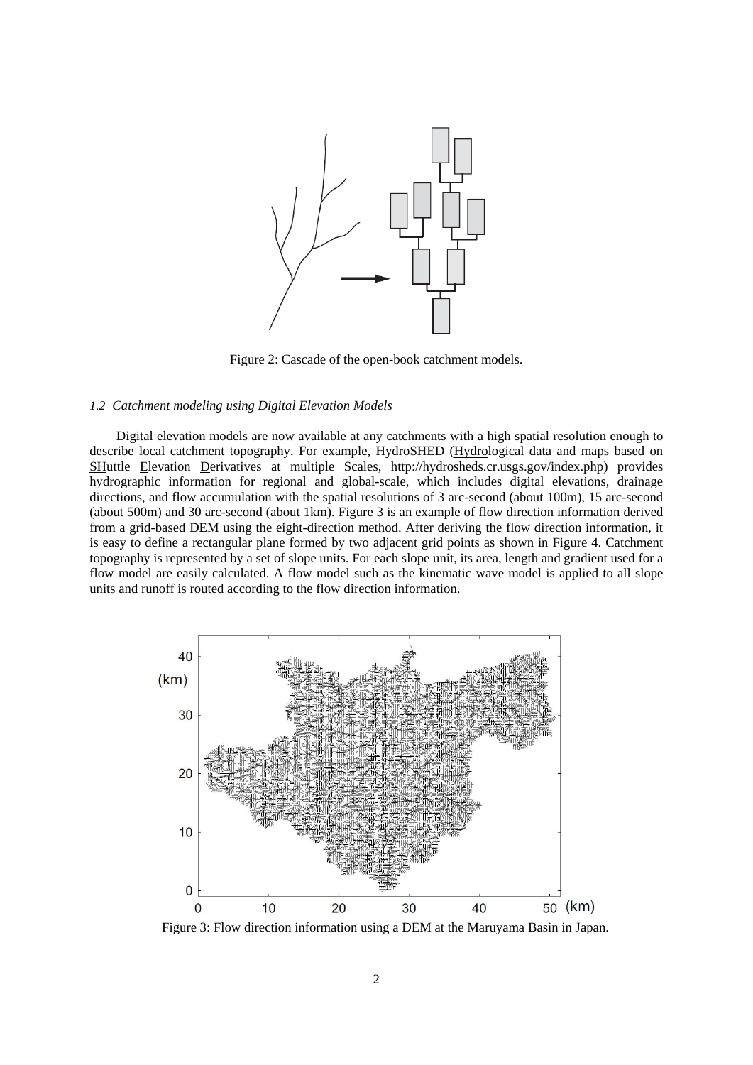Figure 2: Cascade of the open-book catchment models.

*1.2 Catchment modeling using Digital Elevation Models*

Digital elevation models are now available at any catchments with a high spatial resolution enough to describe local catchment topography. For example, HydroSHED (Hydrological data and maps based on SHuttle Elevation Derivatives at multiple Scales, http://hydrosheds.cr.usgs.gov/index.php) provides hydrographic information for regional and global-scale, which includes digital elevations, drainage directions, and flow accumulation with the spatial resolutions of 3 arc-second (about 100m), 15 arc-second (about 500m) and 30 arc-second (about 1km). Figure 3 is an example of flow direction information derived from a grid-based DEM using the eight-direction method. After deriving the flow direction information, it is easy to define a rectangular plane formed by two adjacent grid points as shown in Figure 4. Catchment topography is represented by a set of slope units. For each slope unit, its area, length and gradient used for a flow model are easily calculated. A flow model such as the kinematic wave model is applied to all slope units and runoff is routed according to the flow direction information.

Figure 3: Flow direction information using a DEM at the Maruyama Basin in Japan.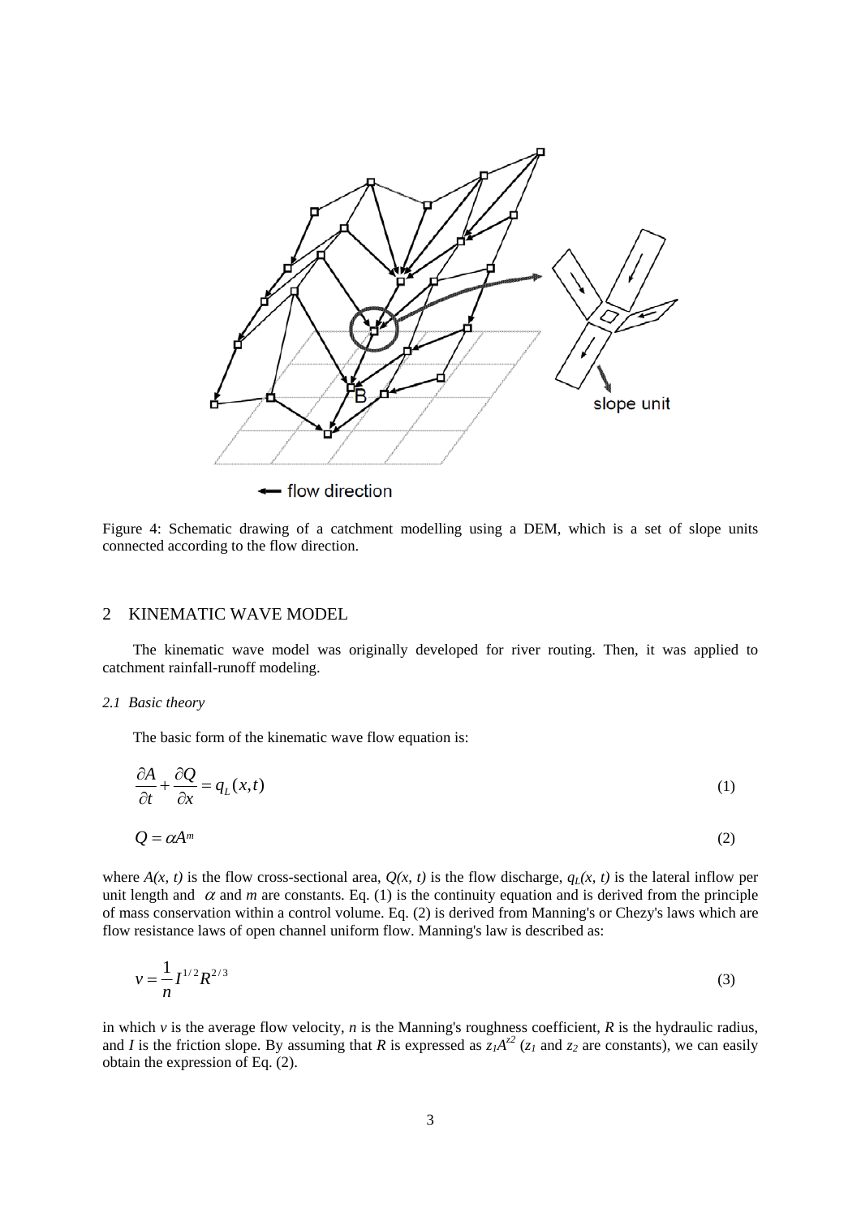Figure 4: Schematic drawing of a catchment modelling using a DEM, which is a set of slope units connected according to the flow direction.

## 2 KINEMATIC WAVE MODEL

The kinematic wave model was originally developed for river routing. Then, it was applied to catchment rainfall-runoff modeling.

### 2.1 Basic theory

The basic form of the kinematic wave flow equation is:

$$\frac{\partial A}{\partial t} + \frac{\partial Q}{\partial x} = q_L(x,t) \tag{1}$$

$$Q = \alpha A^m \tag{2}$$

where $A(x, t)$ is the flow cross-sectional area, $Q(x, t)$ is the flow discharge, $q_L(x, t)$ is the lateral inflow per unit length and $\alpha$ and $m$ are constants. Eq. (1) is the continuity equation and is derived from the principle of mass conservation within a control volume. Eq. (2) is derived from Manning's or Chezy's laws which are flow resistance laws of open channel uniform flow. Manning's law is described as:

$$v = \frac{1}{n} I^{1/2} R^{2/3} \tag{3}$$

in which $v$ is the average flow velocity, $n$ is the Manning's roughness coefficient, $R$ is the hydraulic radius, and $I$ is the friction slope. By assuming that $R$ is expressed as $z_1 A^{z_2}$ ($z_1$ and $z_2$ are constants), we can easily obtain the expression of Eq. (2).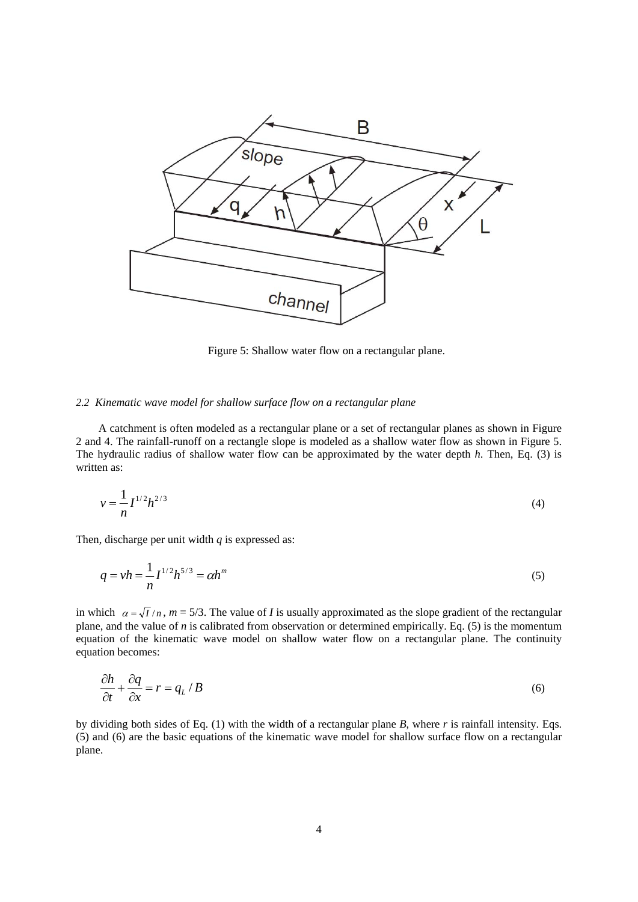Figure 5: Shallow water flow on a rectangular plane.

### *2.2 Kinematic wave model for shallow surface flow on a rectangular plane*

A catchment is often modeled as a rectangular plane or a set of rectangular planes as shown in Figure 2 and 4. The rainfall-runoff on a rectangle slope is modeled as a shallow water flow as shown in Figure 5. The hydraulic radius of shallow water flow can be approximated by the water depth *h*. Then, Eq. (3) is written as:

$$v = \frac{1}{n} I^{1/2} h^{2/3} \tag{4}$$

Then, discharge per unit width *q* is expressed as:

$$q = vh = \frac{1}{n} I^{1/2} h^{5/3} = \alpha h^m \tag{5}$$

in which $\alpha = \sqrt{I}/n$, $m$ = 5/3. The value of *I* is usually approximated as the slope gradient of the rectangular plane, and the value of *n* is calibrated from observation or determined empirically. Eq. (5) is the momentum equation of the kinematic wave model on shallow water flow on a rectangular plane. The continuity equation becomes:

$$\frac{\partial h}{\partial t} + \frac{\partial q}{\partial x} = r = q_L / B \tag{6}$$

by dividing both sides of Eq. (1) with the width of a rectangular plane *B*, where *r* is rainfall intensity. Eqs. (5) and (6) are the basic equations of the kinematic wave model for shallow surface flow on a rectangular plane.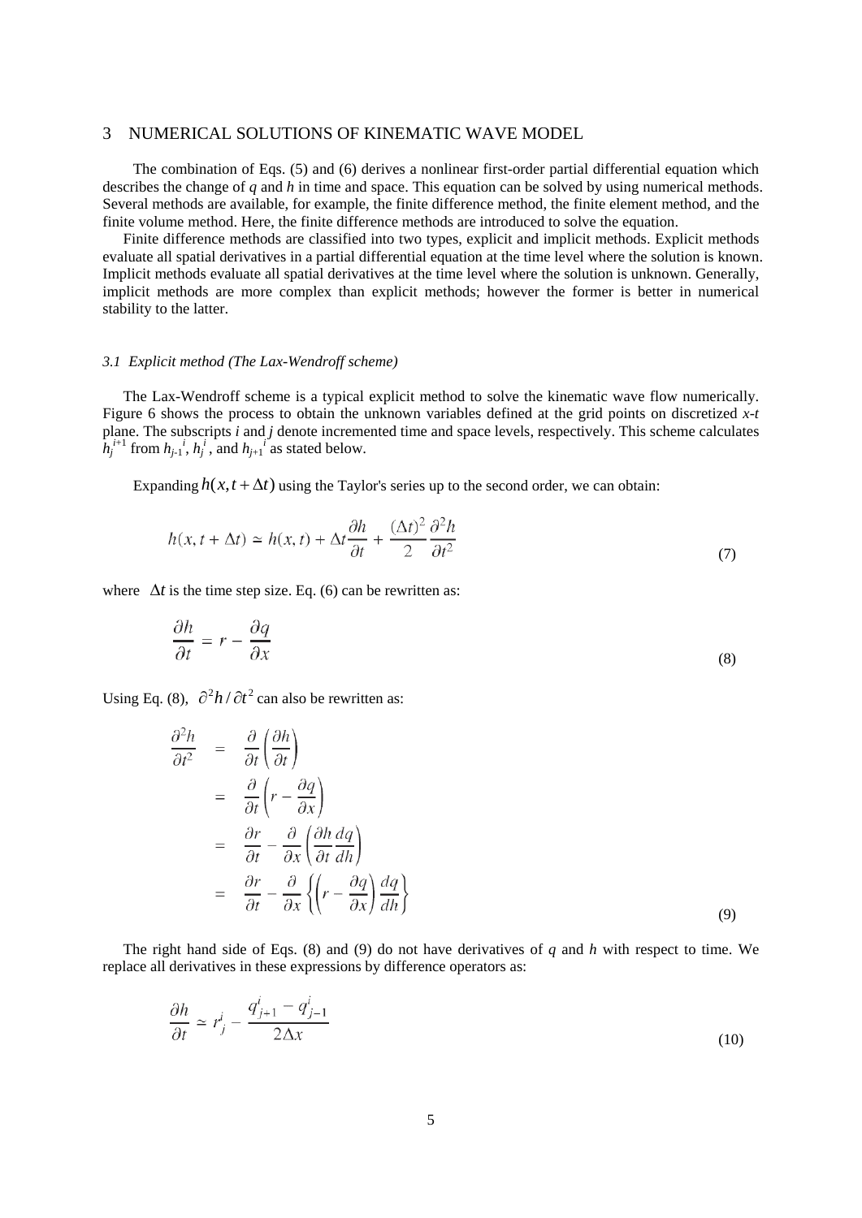## 3 NUMERICAL SOLUTIONS OF KINEMATIC WAVE MODEL

The combination of Eqs. (5) and (6) derives a nonlinear first-order partial differential equation which describes the change of $q$ and $h$ in time and space. This equation can be solved by using numerical methods. Several methods are available, for example, the finite difference method, the finite element method, and the finite volume method. Here, the finite difference methods are introduced to solve the equation.

Finite difference methods are classified into two types, explicit and implicit methods. Explicit methods evaluate all spatial derivatives in a partial differential equation at the time level where the solution is known. Implicit methods evaluate all spatial derivatives at the time level where the solution is unknown. Generally, implicit methods are more complex than explicit methods; however the former is better in numerical stability to the latter.

### *3.1 Explicit method (The Lax-Wendroff scheme)*

The Lax-Wendroff scheme is a typical explicit method to solve the kinematic wave flow numerically. Figure 6 shows the process to obtain the unknown variables defined at the grid points on discretized $x$-$t$ plane. The subscripts $i$ and $j$ denote incremented time and space levels, respectively. This scheme calculates $h_j^{i+1}$ from $h_{j-1}^i$, $h_j^i$, and $h_{j+1}^i$ as stated below.

Expanding $h(x, t + \Delta t)$ using the Taylor's series up to the second order, we can obtain:

$$h(x, t + \Delta t) \simeq h(x, t) + \Delta t \frac{\partial h}{\partial t} + \frac{(\Delta t)^2}{2} \frac{\partial^2 h}{\partial t^2} \tag{7}$$

where $\Delta t$ is the time step size. Eq. (6) can be rewritten as:

$$\frac{\partial h}{\partial t} = r - \frac{\partial q}{\partial x} \tag{8}$$

Using Eq. (8), $\partial^2 h / \partial t^2$ can also be rewritten as:

$$\begin{aligned}
\frac{\partial^2 h}{\partial t^2} &= \frac{\partial}{\partial t}\left(\frac{\partial h}{\partial t}\right) \\
&= \frac{\partial}{\partial t}\left(r - \frac{\partial q}{\partial x}\right) \\
&= \frac{\partial r}{\partial t} - \frac{\partial}{\partial x}\left(\frac{\partial h}{\partial t}\frac{dq}{dh}\right) \\
&= \frac{\partial r}{\partial t} - \frac{\partial}{\partial x}\left\{\left(r - \frac{\partial q}{\partial x}\right)\frac{dq}{dh}\right\}
\end{aligned} \tag{9}$$

The right hand side of Eqs. (8) and (9) do not have derivatives of $q$ and $h$ with respect to time. We replace all derivatives in these expressions by difference operators as:

$$\frac{\partial h}{\partial t} \simeq r_j^i - \frac{q_{j+1}^i - q_{j-1}^i}{2\Delta x} \tag{10}$$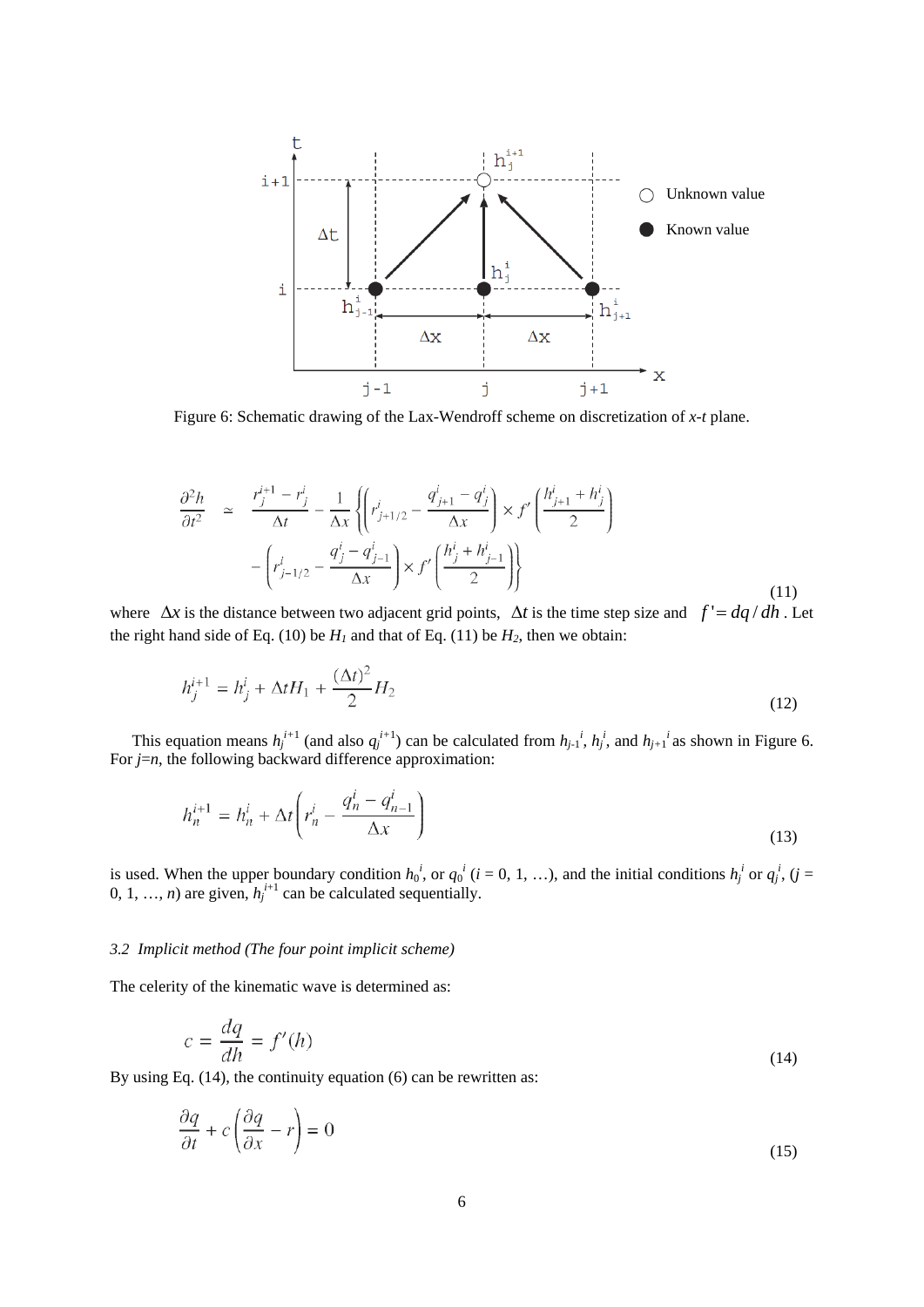Figure 6: Schematic drawing of the Lax-Wendroff scheme on discretization of *x-t* plane.

$$\frac{\partial^2 h}{\partial t^2} \simeq \frac{r_j^{i+1} - r_j^i}{\Delta t} - \frac{1}{\Delta x}\left\{\left(r_{j+1/2}^i - \frac{q_{j+1}^i - q_j^i}{\Delta x}\right) \times f'\left(\frac{h_{j+1}^i + h_j^i}{2}\right) - \left(r_{j-1/2}^i - \frac{q_j^i - q_{j-1}^i}{\Delta x}\right) \times f'\left(\frac{h_j^i + h_{j-1}^i}{2}\right)\right\} \tag{11}$$

where $\Delta x$ is the distance between two adjacent grid points, $\Delta t$ is the time step size and $f' = dq/dh$. Let the right hand side of Eq. (10) be $H_1$ and that of Eq. (11) be $H_2$, then we obtain:

$$h_j^{i+1} = h_j^i + \Delta t H_1 + \frac{(\Delta t)^2}{2} H_2 \tag{12}$$

This equation means $h_j^{i+1}$ (and also $q_j^{i+1}$) can be calculated from $h_{j-1}^i$, $h_j^i$, and $h_{j+1}^i$ as shown in Figure 6. For $j=n$, the following backward difference approximation:

$$h_n^{i+1} = h_n^i + \Delta t\left(r_n^i - \frac{q_n^i - q_{n-1}^i}{\Delta x}\right) \tag{13}$$

is used. When the upper boundary condition $h_0^i$, or $q_0^i$ ($i$ = 0, 1, …), and the initial conditions $h_j^i$ or $q_j^i$, ($j$ = 0, 1, …, $n$) are given, $h_j^{i+1}$ can be calculated sequentially.

### *3.2 Implicit method (The four point implicit scheme)*

The celerity of the kinematic wave is determined as:

$$c = \frac{dq}{dh} = f'(h) \tag{14}$$

By using Eq. (14), the continuity equation (6) can be rewritten as:

$$\frac{\partial q}{\partial t} + c\left(\frac{\partial q}{\partial x} - r\right) = 0 \tag{15}$$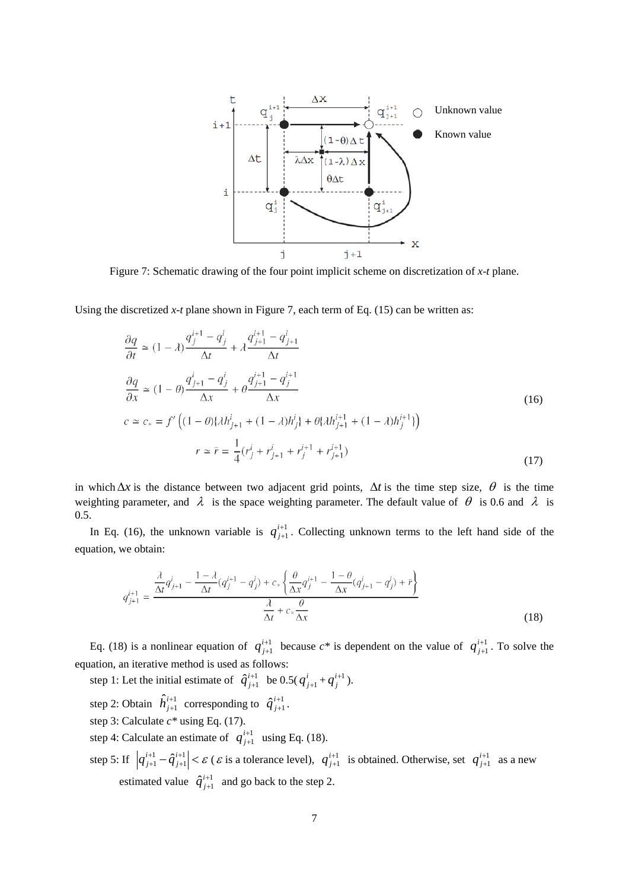Figure 7: Schematic drawing of the four point implicit scheme on discretization of *x-t* plane.

Using the discretized *x-t* plane shown in Figure 7, each term of Eq. (15) can be written as:

$$
\begin{aligned}
\frac{\partial q}{\partial t} &\simeq (1-\lambda)\frac{q_j^{i+1}-q_j^i}{\Delta t}+\lambda\frac{q_{j+1}^{i+1}-q_{j+1}^i}{\Delta t} \\
\frac{\partial q}{\partial x} &\simeq (1-\theta)\frac{q_{j+1}^{i}-q_j^i}{\Delta x}+\theta\frac{q_{j+1}^{i+1}-q_{j}^{i+1}}{\Delta x} \\
c &\simeq c_* = f'\left((1-\theta)\{\lambda h_{j+1}^i+(1-\lambda)h_j^i\}+\theta\{\lambda h_{j+1}^{i+1}+(1-\lambda)h_j^{i+1}\}\right)
\end{aligned}
\tag{16}
$$

$$
r \simeq \bar{r} = \frac{1}{4}(r_j^i+r_{j+1}^i+r_j^{i+1}+r_{j+1}^{i+1}) \tag{17}
$$

in which $\Delta x$ is the distance between two adjacent grid points, $\Delta t$ is the time step size, $\theta$ is the time weighting parameter, and $\lambda$ is the space weighting parameter. The default value of $\theta$ is 0.6 and $\lambda$ is 0.5.

In Eq. (16), the unknown variable is $q_{j+1}^{i+1}$. Collecting unknown terms to the left hand side of the equation, we obtain:

$$
q_{j+1}^{i+1} = \frac{\dfrac{\lambda}{\Delta t}q_{j+1}^i - \dfrac{1-\lambda}{\Delta t}(q_j^{i+1}-q_j^i) + c_*\left\{\dfrac{\theta}{\Delta x}q_j^{i+1} - \dfrac{1-\theta}{\Delta x}(q_{j+1}^i-q_j^i)+\bar{r}\right\}}{\dfrac{\lambda}{\Delta t}+c_*\dfrac{\theta}{\Delta x}} \tag{18}
$$

Eq. (18) is a nonlinear equation of $q_{j+1}^{i+1}$ because $c^*$ is dependent on the value of $q_{j+1}^{i+1}$. To solve the equation, an iterative method is used as follows:

step 1: Let the initial estimate of $\hat{q}_{j+1}^{i+1}$ be $0.5(q_{j+1}^{i}+q_j^{i+1})$.

step 2: Obtain $\hat{h}_{j+1}^{i+1}$ corresponding to $\hat{q}_{j+1}^{i+1}$.

step 3: Calculate $c^*$ using Eq. (17).

step 4: Calculate an estimate of $q_{j+1}^{i+1}$ using Eq. (18).

step 5: If $\left|q_{j+1}^{i+1}-\hat{q}_{j+1}^{i+1}\right|<\varepsilon$ ($\varepsilon$ is a tolerance level), $q_{j+1}^{i+1}$ is obtained. Otherwise, set $q_{j+1}^{i+1}$ as a new estimated value $\hat{q}_{j+1}^{i+1}$ and go back to the step 2.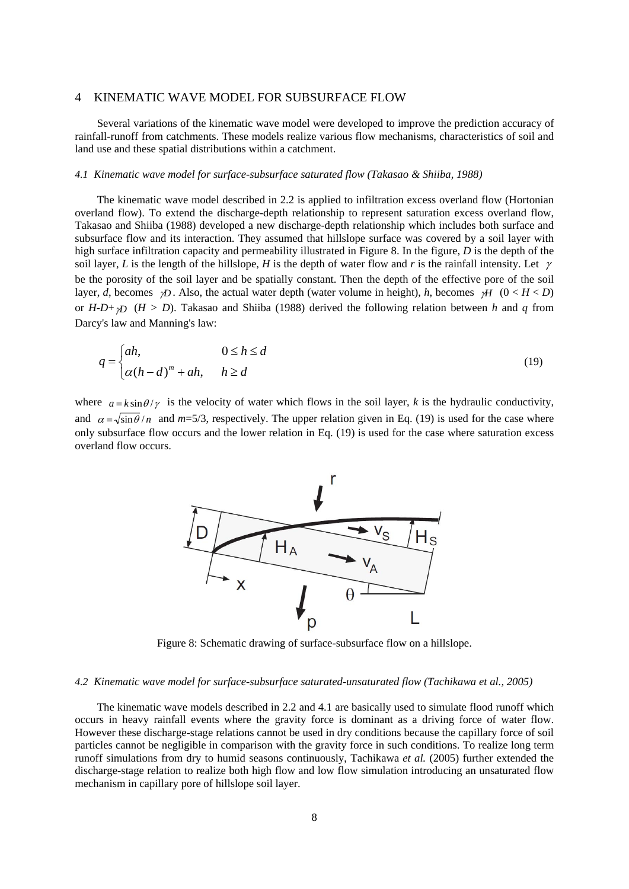# 4 KINEMATIC WAVE MODEL FOR SUBSURFACE FLOW

Several variations of the kinematic wave model were developed to improve the prediction accuracy of rainfall-runoff from catchments. These models realize various flow mechanisms, characteristics of soil and land use and these spatial distributions within a catchment.

### *4.1 Kinematic wave model for surface-subsurface saturated flow (Takasao & Shiiba, 1988)*

The kinematic wave model described in 2.2 is applied to infiltration excess overland flow (Hortonian overland flow). To extend the discharge-depth relationship to represent saturation excess overland flow, Takasao and Shiiba (1988) developed a new discharge-depth relationship which includes both surface and subsurface flow and its interaction. They assumed that hillslope surface was covered by a soil layer with high surface infiltration capacity and permeability illustrated in Figure 8. In the figure, $D$ is the depth of the soil layer, $L$ is the length of the hillslope, $H$ is the depth of water flow and $r$ is the rainfall intensity. Let $\gamma$ be the porosity of the soil layer and be spatially constant. Then the depth of the effective pore of the soil layer, $d$, becomes $\gamma D$. Also, the actual water depth (water volume in height), $h$, becomes $\gamma H$ $(0 < H < D)$ or $H\text{-}D+\gamma D$ $(H > D)$. Takasao and Shiiba (1988) derived the following relation between $h$ and $q$ from Darcy's law and Manning's law:

$$
q = \begin{cases} ah, & 0 \leq h \leq d \\ \alpha (h-d)^m + ah, & h \geq d \end{cases} \tag{19}
$$

where $a = k\sin\theta/\gamma$ is the velocity of water which flows in the soil layer, $k$ is the hydraulic conductivity, and $\alpha = \sqrt{\sin\theta}/n$ and $m$=5/3, respectively. The upper relation given in Eq. (19) is used for the case where only subsurface flow occurs and the lower relation in Eq. (19) is used for the case where saturation excess overland flow occurs.

Figure 8: Schematic drawing of surface-subsurface flow on a hillslope.

### *4.2 Kinematic wave model for surface-subsurface saturated-unsaturated flow (Tachikawa et al., 2005)*

The kinematic wave models described in 2.2 and 4.1 are basically used to simulate flood runoff which occurs in heavy rainfall events where the gravity force is dominant as a driving force of water flow. However these discharge-stage relations cannot be used in dry conditions because the capillary force of soil particles cannot be negligible in comparison with the gravity force in such conditions. To realize long term runoff simulations from dry to humid seasons continuously, Tachikawa *et al.* (2005) further extended the discharge-stage relation to realize both high flow and low flow simulation introducing an unsaturated flow mechanism in capillary pore of hillslope soil layer.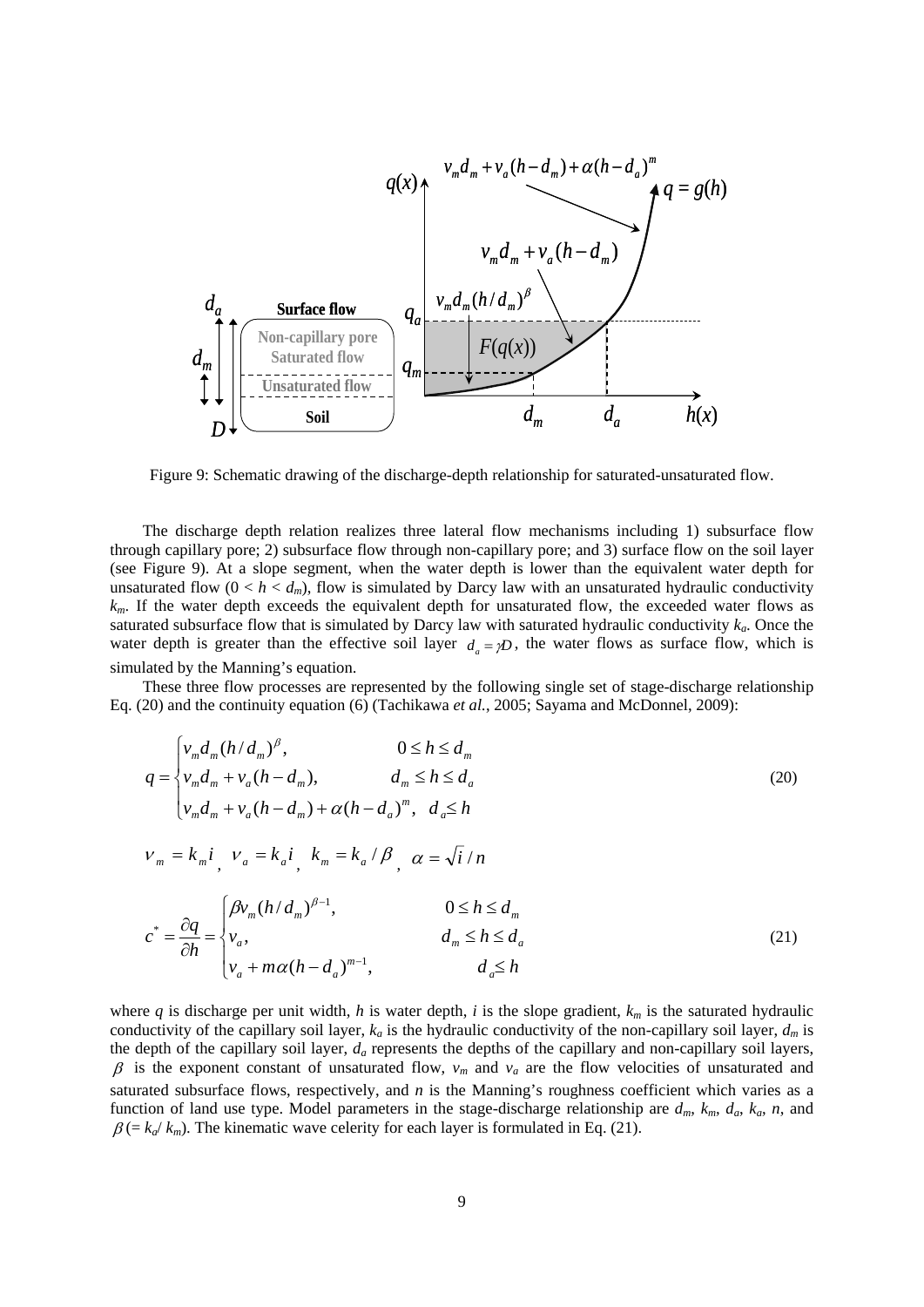Figure 9: Schematic drawing of the discharge-depth relationship for saturated-unsaturated flow.

The discharge depth relation realizes three lateral flow mechanisms including 1) subsurface flow through capillary pore; 2) subsurface flow through non-capillary pore; and 3) surface flow on the soil layer (see Figure 9). At a slope segment, when the water depth is lower than the equivalent water depth for unsaturated flow ($0 < h < d_m$), flow is simulated by Darcy law with an unsaturated hydraulic conductivity $k_m$. If the water depth exceeds the equivalent depth for unsaturated flow, the exceeded water flows as saturated subsurface flow that is simulated by Darcy law with saturated hydraulic conductivity $k_a$. Once the water depth is greater than the effective soil layer $d_a = \gamma D$, the water flows as surface flow, which is simulated by the Manning's equation.

These three flow processes are represented by the following single set of stage-discharge relationship Eq. (20) and the continuity equation (6) (Tachikawa *et al.*, 2005; Sayama and McDonnel, 2009):

$$
q = \begin{cases} v_m d_m (h/d_m)^{\beta}, & 0 \le h \le d_m \\ v_m d_m + v_a (h - d_m), & d_m \le h \le d_a \\ v_m d_m + v_a (h - d_m) + \alpha (h - d_a)^m, & d_a \le h \end{cases} \tag{20}
$$

$$
v_m = k_m i, \quad v_a = k_a i, \quad k_m = k_a / \beta, \quad \alpha = \sqrt{i} / n
$$

$$
c^* = \frac{\partial q}{\partial h} = \begin{cases} \beta v_m (h/d_m)^{\beta - 1}, & 0 \le h \le d_m \\ v_a, & d_m \le h \le d_a \\ v_a + m\alpha (h - d_a)^{m-1}, & d_a \le h \end{cases} \tag{21}
$$

where $q$ is discharge per unit width, $h$ is water depth, $i$ is the slope gradient, $k_m$ is the saturated hydraulic conductivity of the capillary soil layer, $k_a$ is the hydraulic conductivity of the non-capillary soil layer, $d_m$ is the depth of the capillary soil layer, $d_a$ represents the depths of the capillary and non-capillary soil layers, $\beta$ is the exponent constant of unsaturated flow, $v_m$ and $v_a$ are the flow velocities of unsaturated and saturated subsurface flows, respectively, and $n$ is the Manning's roughness coefficient which varies as a function of land use type. Model parameters in the stage-discharge relationship are $d_m$, $k_m$, $d_a$, $k_a$, $n$, and $\beta$ (= $k_a/k_m$). The kinematic wave celerity for each layer is formulated in Eq. (21).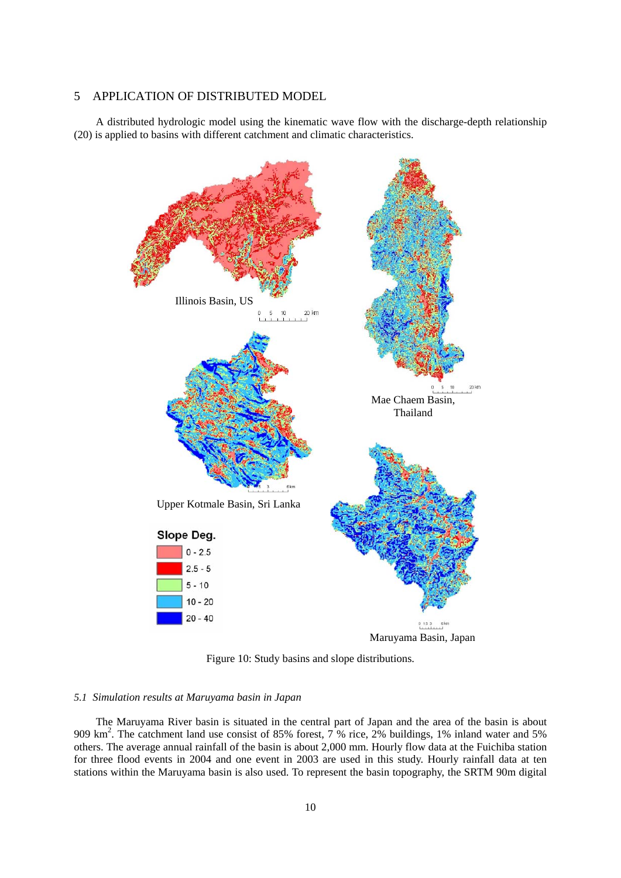## 5 APPLICATION OF DISTRIBUTED MODEL

A distributed hydrologic model using the kinematic wave flow with the discharge-depth relationship (20) is applied to basins with different catchment and climatic characteristics.

Figure 10: Study basins and slope distributions.

### 5.1 Simulation results at Maruyama basin in Japan

The Maruyama River basin is situated in the central part of Japan and the area of the basin is about 909 km$^2$. The catchment land use consist of 85% forest, 7 % rice, 2% buildings, 1% inland water and 5% others. The average annual rainfall of the basin is about 2,000 mm. Hourly flow data at the Fuichiba station for three flood events in 2004 and one event in 2003 are used in this study. Hourly rainfall data at ten stations within the Maruyama basin is also used. To represent the basin topography, the SRTM 90m digital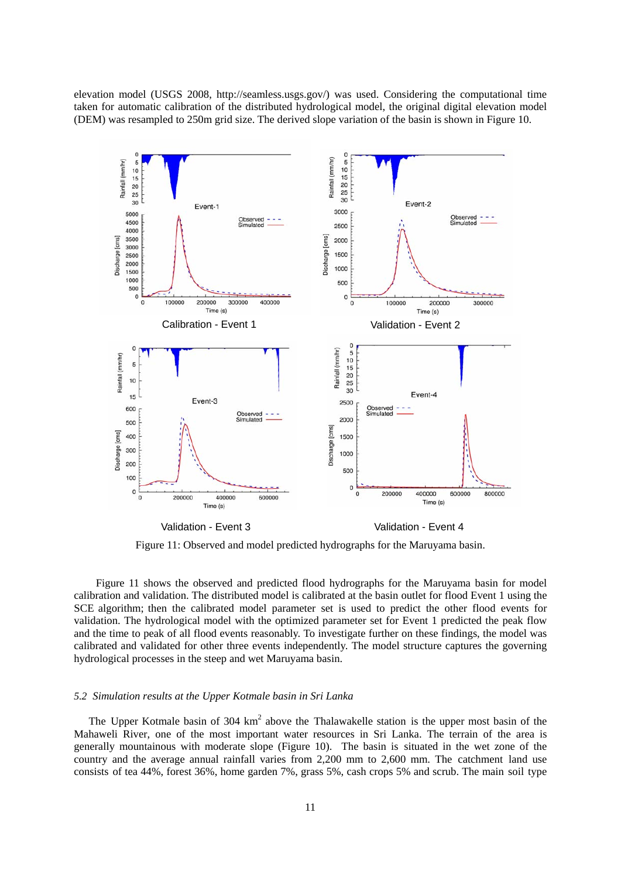elevation model (USGS 2008, http://seamless.usgs.gov/) was used. Considering the computational time taken for automatic calibration of the distributed hydrological model, the original digital elevation model (DEM) was resampled to 250m grid size. The derived slope variation of the basin is shown in Figure 10.

Calibration - Event 1

Validation - Event 2

Validation - Event 3

Validation - Event 4

Figure 11: Observed and model predicted hydrographs for the Maruyama basin.

Figure 11 shows the observed and predicted flood hydrographs for the Maruyama basin for model calibration and validation. The distributed model is calibrated at the basin outlet for flood Event 1 using the SCE algorithm; then the calibrated model parameter set is used to predict the other flood events for validation. The hydrological model with the optimized parameter set for Event 1 predicted the peak flow and the time to peak of all flood events reasonably. To investigate further on these findings, the model was calibrated and validated for other three events independently. The model structure captures the governing hydrological processes in the steep and wet Maruyama basin.

### *5.2 Simulation results at the Upper Kotmale basin in Sri Lanka*

The Upper Kotmale basin of 304 $km^2$ above the Thalawakelle station is the upper most basin of the Mahaweli River, one of the most important water resources in Sri Lanka. The terrain of the area is generally mountainous with moderate slope (Figure 10). The basin is situated in the wet zone of the country and the average annual rainfall varies from 2,200 mm to 2,600 mm. The catchment land use consists of tea 44%, forest 36%, home garden 7%, grass 5%, cash crops 5% and scrub. The main soil type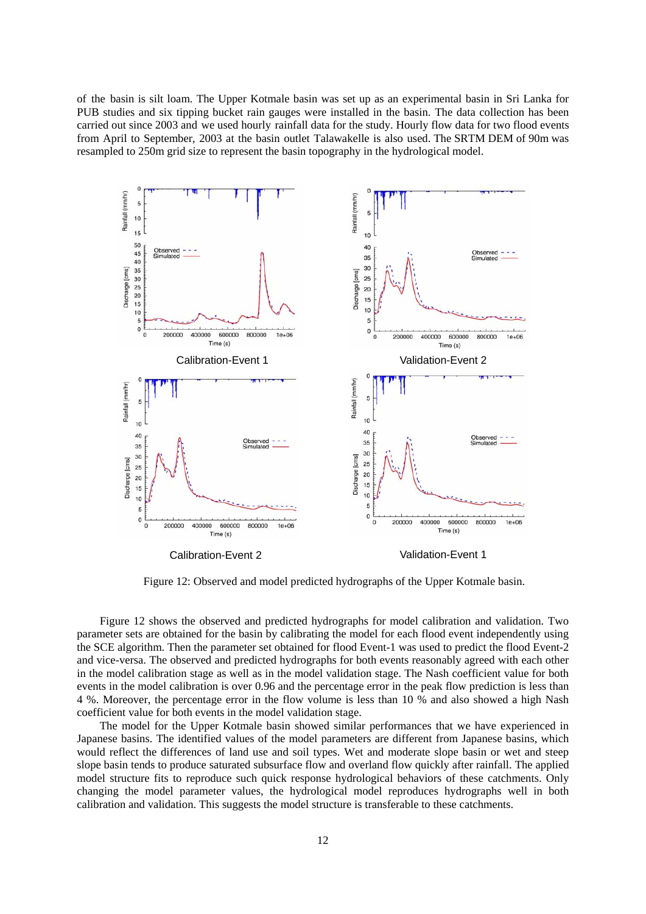of the basin is silt loam. The Upper Kotmale basin was set up as an experimental basin in Sri Lanka for PUB studies and six tipping bucket rain gauges were installed in the basin. The data collection has been carried out since 2003 and we used hourly rainfall data for the study. Hourly flow data for two flood events from April to September, 2003 at the basin outlet Talawakelle is also used. The SRTM DEM of 90m was resampled to 250m grid size to represent the basin topography in the hydrological model.

Calibration-Event 1

Validation-Event 2

Calibration-Event 2

Validation-Event 1

Figure 12: Observed and model predicted hydrographs of the Upper Kotmale basin.

Figure 12 shows the observed and predicted hydrographs for model calibration and validation. Two parameter sets are obtained for the basin by calibrating the model for each flood event independently using the SCE algorithm. Then the parameter set obtained for flood Event-1 was used to predict the flood Event-2 and vice-versa. The observed and predicted hydrographs for both events reasonably agreed with each other in the model calibration stage as well as in the model validation stage. The Nash coefficient value for both events in the model calibration is over 0.96 and the percentage error in the peak flow prediction is less than 4 %. Moreover, the percentage error in the flow volume is less than 10 % and also showed a high Nash coefficient value for both events in the model validation stage.

The model for the Upper Kotmale basin showed similar performances that we have experienced in Japanese basins. The identified values of the model parameters are different from Japanese basins, which would reflect the differences of land use and soil types. Wet and moderate slope basin or wet and steep slope basin tends to produce saturated subsurface flow and overland flow quickly after rainfall. The applied model structure fits to reproduce such quick response hydrological behaviors of these catchments. Only changing the model parameter values, the hydrological model reproduces hydrographs well in both calibration and validation. This suggests the model structure is transferable to these catchments.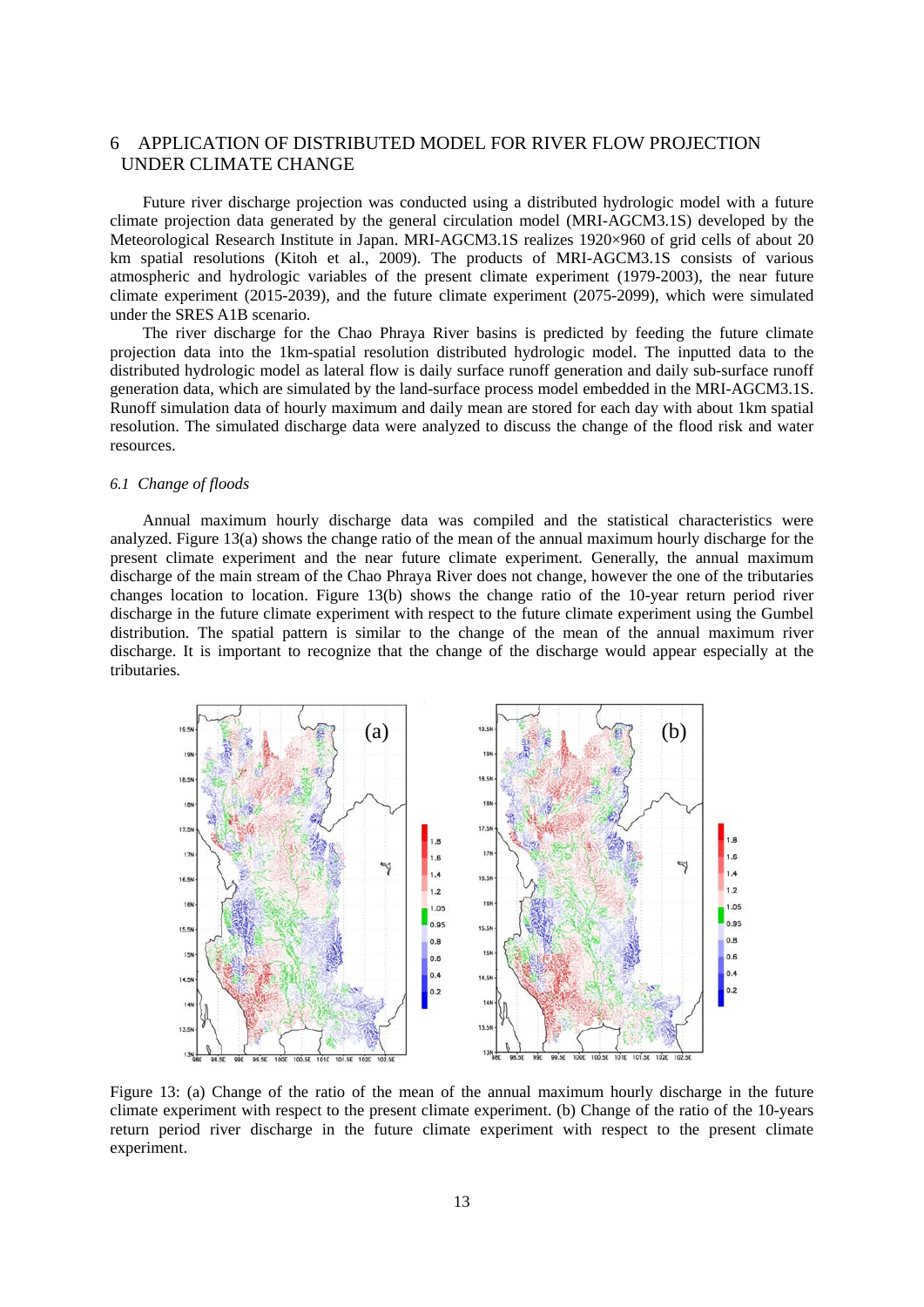## 6 APPLICATION OF DISTRIBUTED MODEL FOR RIVER FLOW PROJECTION UNDER CLIMATE CHANGE

Future river discharge projection was conducted using a distributed hydrologic model with a future climate projection data generated by the general circulation model (MRI-AGCM3.1S) developed by the Meteorological Research Institute in Japan. MRI-AGCM3.1S realizes 1920×960 of grid cells of about 20 km spatial resolutions (Kitoh et al., 2009). The products of MRI-AGCM3.1S consists of various atmospheric and hydrologic variables of the present climate experiment (1979-2003), the near future climate experiment (2015-2039), and the future climate experiment (2075-2099), which were simulated under the SRES A1B scenario.

The river discharge for the Chao Phraya River basins is predicted by feeding the future climate projection data into the 1km-spatial resolution distributed hydrologic model. The inputted data to the distributed hydrologic model as lateral flow is daily surface runoff generation and daily sub-surface runoff generation data, which are simulated by the land-surface process model embedded in the MRI-AGCM3.1S. Runoff simulation data of hourly maximum and daily mean are stored for each day with about 1km spatial resolution. The simulated discharge data were analyzed to discuss the change of the flood risk and water resources.

### *6.1 Change of floods*

Annual maximum hourly discharge data was compiled and the statistical characteristics were analyzed. Figure 13(a) shows the change ratio of the mean of the annual maximum hourly discharge for the present climate experiment and the near future climate experiment. Generally, the annual maximum discharge of the main stream of the Chao Phraya River does not change, however the one of the tributaries changes location to location. Figure 13(b) shows the change ratio of the 10-year return period river discharge in the future climate experiment with respect to the future climate experiment using the Gumbel distribution. The spatial pattern is similar to the change of the mean of the annual maximum river discharge. It is important to recognize that the change of the discharge would appear especially at the tributaries.

Figure 13: (a) Change of the ratio of the mean of the annual maximum hourly discharge in the future climate experiment with respect to the present climate experiment. (b) Change of the ratio of the 10-years return period river discharge in the future climate experiment with respect to the present climate experiment.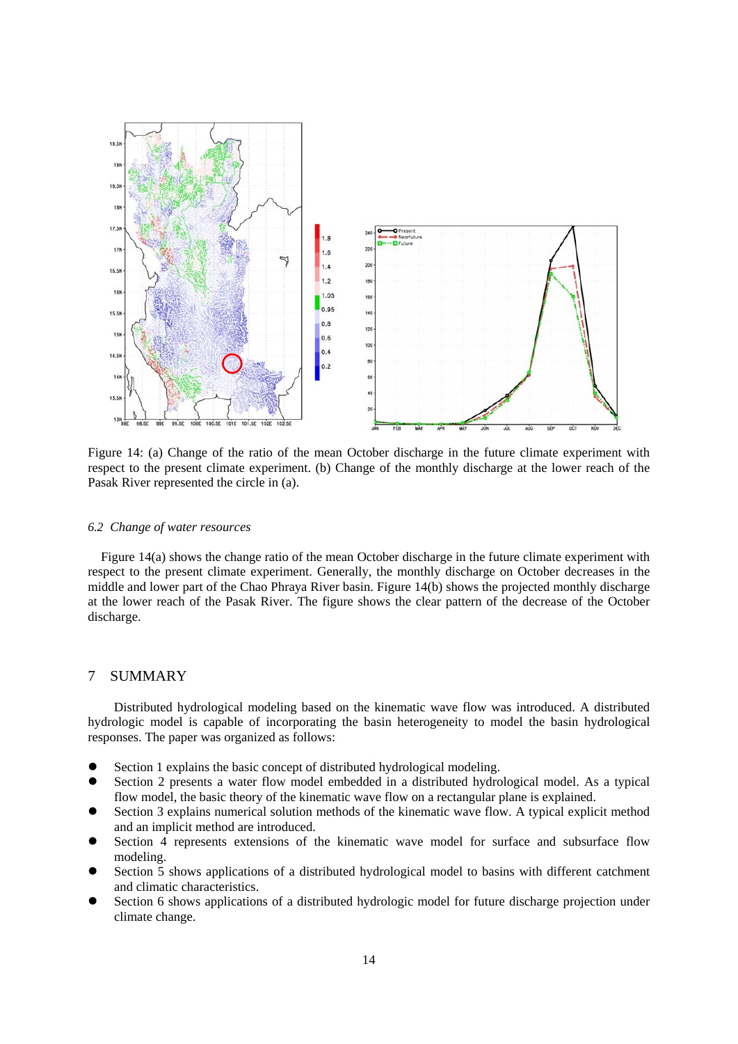Figure 14: (a) Change of the ratio of the mean October discharge in the future climate experiment with respect to the present climate experiment. (b) Change of the monthly discharge at the lower reach of the Pasak River represented the circle in (a).

### *6.2 Change of water resources*

Figure 14(a) shows the change ratio of the mean October discharge in the future climate experiment with respect to the present climate experiment. Generally, the monthly discharge on October decreases in the middle and lower part of the Chao Phraya River basin. Figure 14(b) shows the projected monthly discharge at the lower reach of the Pasak River. The figure shows the clear pattern of the decrease of the October discharge.

## 7 SUMMARY

Distributed hydrological modeling based on the kinematic wave flow was introduced. A distributed hydrologic model is capable of incorporating the basin heterogeneity to model the basin hydrological responses. The paper was organized as follows:

- Section 1 explains the basic concept of distributed hydrological modeling.
- Section 2 presents a water flow model embedded in a distributed hydrological model. As a typical flow model, the basic theory of the kinematic wave flow on a rectangular plane is explained.
- Section 3 explains numerical solution methods of the kinematic wave flow. A typical explicit method and an implicit method are introduced.
- Section 4 represents extensions of the kinematic wave model for surface and subsurface flow modeling.
- Section 5 shows applications of a distributed hydrological model to basins with different catchment and climatic characteristics.
- Section 6 shows applications of a distributed hydrologic model for future discharge projection under climate change.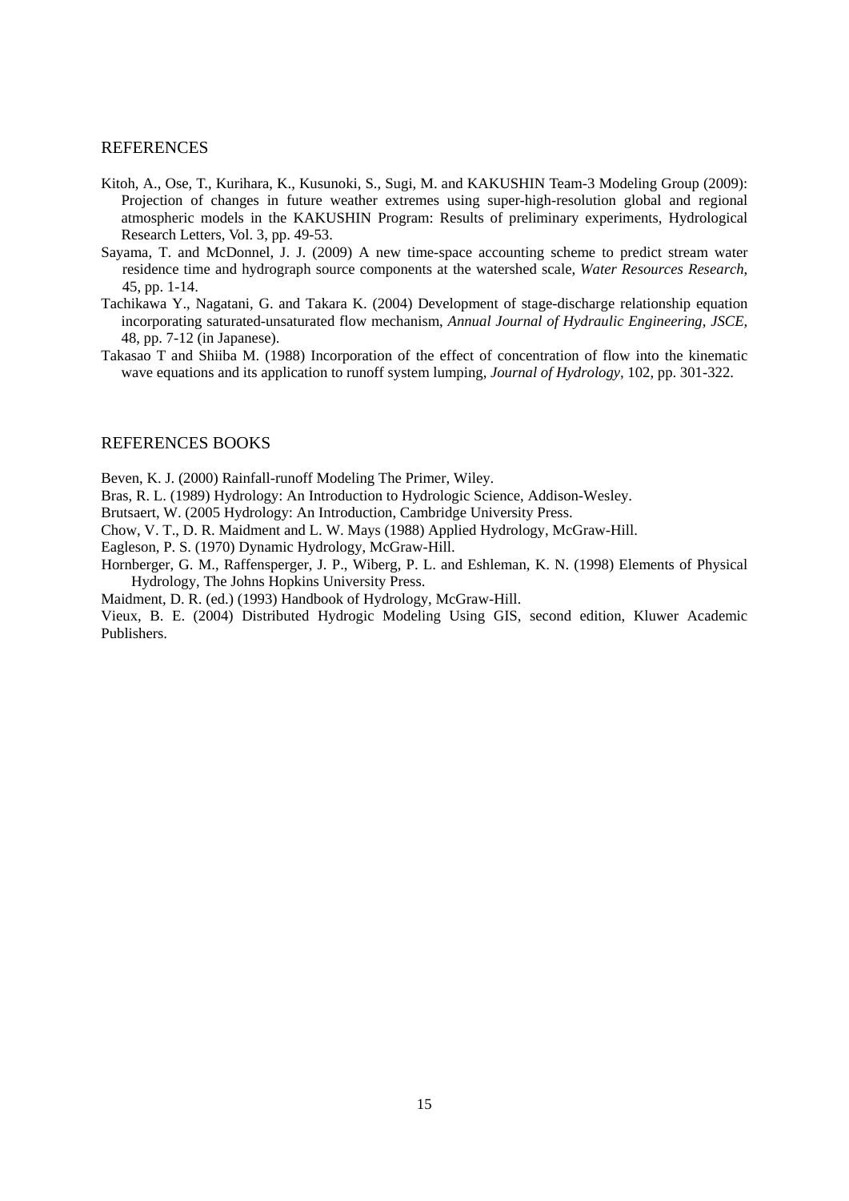## REFERENCES

Kitoh, A., Ose, T., Kurihara, K., Kusunoki, S., Sugi, M. and KAKUSHIN Team-3 Modeling Group (2009): Projection of changes in future weather extremes using super-high-resolution global and regional atmospheric models in the KAKUSHIN Program: Results of preliminary experiments, Hydrological Research Letters, Vol. 3, pp. 49-53.

Sayama, T. and McDonnel, J. J. (2009) A new time-space accounting scheme to predict stream water residence time and hydrograph source components at the watershed scale, *Water Resources Research*, 45, pp. 1-14.

Tachikawa Y., Nagatani, G. and Takara K. (2004) Development of stage-discharge relationship equation incorporating saturated-unsaturated flow mechanism, *Annual Journal of Hydraulic Engineering, JSCE,* 48, pp. 7-12 (in Japanese).

Takasao T and Shiiba M. (1988) Incorporation of the effect of concentration of flow into the kinematic wave equations and its application to runoff system lumping, *Journal of Hydrology,* 102, pp. 301-322.

## REFERENCES BOOKS

Beven, K. J. (2000) Rainfall-runoff Modeling The Primer, Wiley.

Bras, R. L. (1989) Hydrology: An Introduction to Hydrologic Science, Addison-Wesley.

Brutsaert, W. (2005 Hydrology: An Introduction, Cambridge University Press.

Chow, V. T., D. R. Maidment and L. W. Mays (1988) Applied Hydrology, McGraw-Hill.

Eagleson, P. S. (1970) Dynamic Hydrology, McGraw-Hill.

Hornberger, G. M., Raffensperger, J. P., Wiberg, P. L. and Eshleman, K. N. (1998) Elements of Physical Hydrology, The Johns Hopkins University Press.

Maidment, D. R. (ed.) (1993) Handbook of Hydrology, McGraw-Hill.

Vieux, B. E. (2004) Distributed Hydrogic Modeling Using GIS, second edition, Kluwer Academic Publishers.